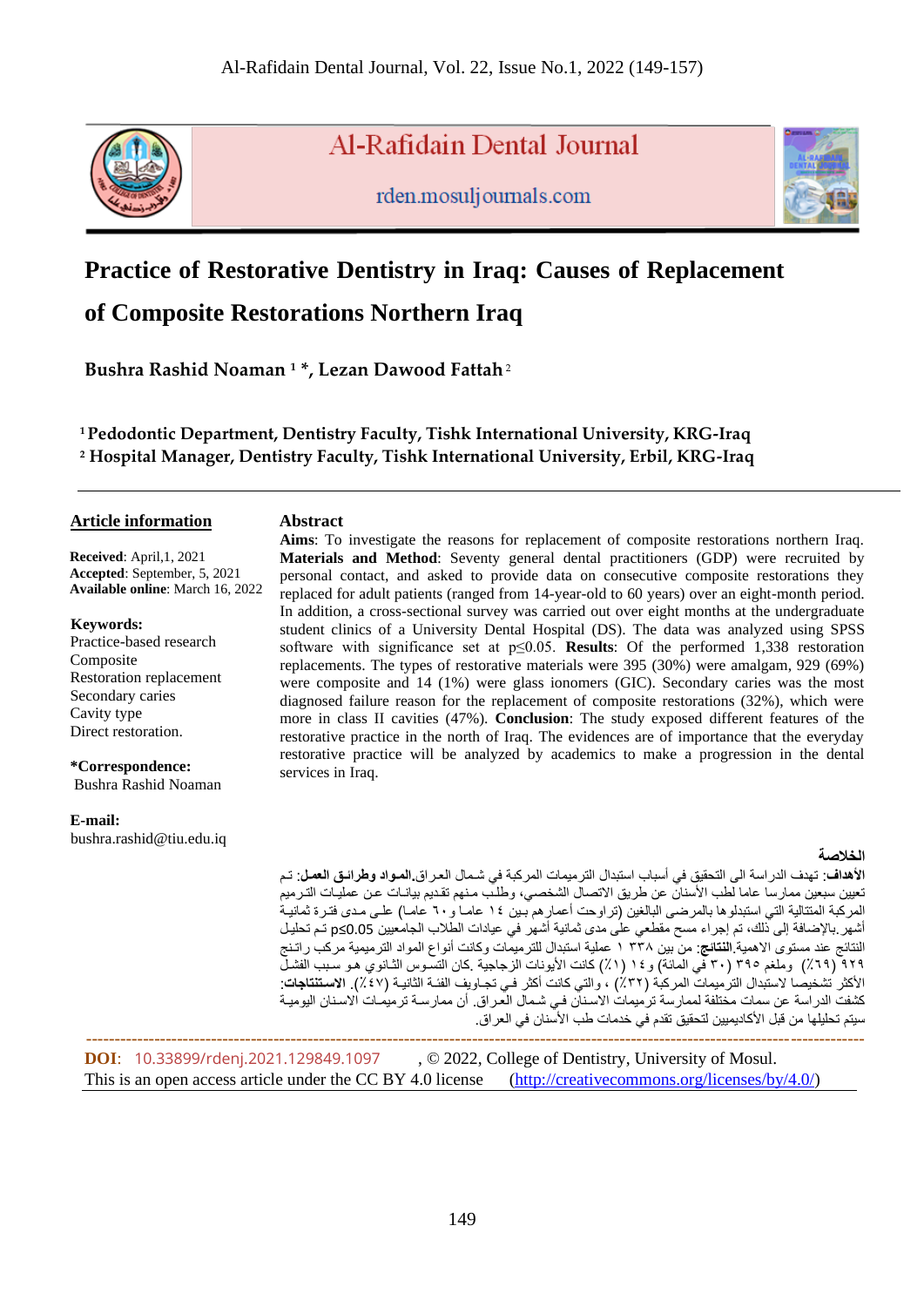Al-Rafidain Dental Journal

rden.mosuljournals.com

# Practice of Restorative Dentistry in Iraq: Causes of Replacement of Composite Restorations Northern Iraq

**Bushra Rashid Noaman [1] *, Lezan Dawood Fattah [2]**

[1] **Pedodontic Department, Dentistry Faculty, Tishk International University, KRG-Iraq**
[2] **Hospital Manager, Dentistry Faculty, Tishk International University, Erbil, KRG-Iraq**

**Article information**

**Received**: April,1, 2021
**Accepted**: September, 5, 2021
**Available online**: March 16, 2022

**Keywords:**
Practice-based research
Composite
Restoration replacement
Secondary caries
Cavity type
Direct restoration.

***Correspondence:**
Bushra Rashid Noaman

**E-mail:**
bushra.rashid@tiu.edu.iq

## Abstract

**Aims**: To investigate the reasons for replacement of composite restorations northern Iraq. **Materials and Method**: Seventy general dental practitioners (GDP) were recruited by personal contact, and asked to provide data on consecutive composite restorations they replaced for adult patients (ranged from 14-year-old to 60 years) over an eight-month period. In addition, a cross-sectional survey was carried out over eight months at the undergraduate student clinics of a University Dental Hospital (DS). The data was analyzed using SPSS software with significance set at $p \leq 0.05$. **Results**: Of the performed 1,338 restoration replacements. The types of restorative materials were 395 (30%) were amalgam, 929 (69%) were composite and 14 (1%) were glass ionomers (GIC). Secondary caries was the most diagnosed failure reason for the replacement of composite restorations (32%), which were more in class II cavities (47%). **Conclusion**: The study exposed different features of the restorative practice in the north of Iraq. The evidences are of importance that the everyday restorative practice will be analyzed by academics to make a progression in the dental services in Iraq.

**الخلاصة**

**الأهداف**: تهدف الدراسة الى التحقيق في أسباب استبدال الترميمات المركبة في شمال العراق.**المواد وطرائق العمل**: تم تعيين سبعين ممارسا عاما لطب الأسنان عن طريق الاتصال الشخصي، وطلب منهم تقديم بيانات عن عمليات الترميم المركبة المتتالية التي استبدلوها بالمرضى البالغين (تراوحت أعمارهم بين ١٤ عاما و ٦٠ عاما) على مدى فترة ثمانية أشهر.بالإضافة إلى ذلك، تم إجراء مسح مقطعي على مدى ثمانية أشهر في عيادات الطلاب الجامعيين p≤0.05 تم تحليل النتائج عند مستوى الاهمية.**النتائج**: من بين ١٣٣٨ عملية استبدال للترميمات وكانت أنواع المواد الترميمية مركب راتنج ٩٢٩ (٦٩٪) وملغم ٣٩٥ (٣٠ في المائة) و١٤ (١٪) كانت الأيونات الزجاجية .كان التسوس الثانوي هو سبب الفشل الأكثر تشخيصا لاستبدال الترميمات المركبة (٣٢٪) ، والتي كانت أكثر في تجاويف الفئة الثانية (٤٧٪). **الاستنتاجات**: كشفت الدراسة عن سمات مختلفة لممارسة ترميمات الاسنان في شمال العراق. أن ممارسة ترميمات الاسنان اليومية سيتم تحليلها من قبل الأكاديميين لتحقيق تقدم في خدمات طب الأسنان في العراق.

**DOI**: 10.33899/rdenj.2021.129849.1097, © 2022, College of Dentistry, University of Mosul.
This is an open access article under the CC BY 4.0 license (http://creativecommons.org/licenses/by/4.0/)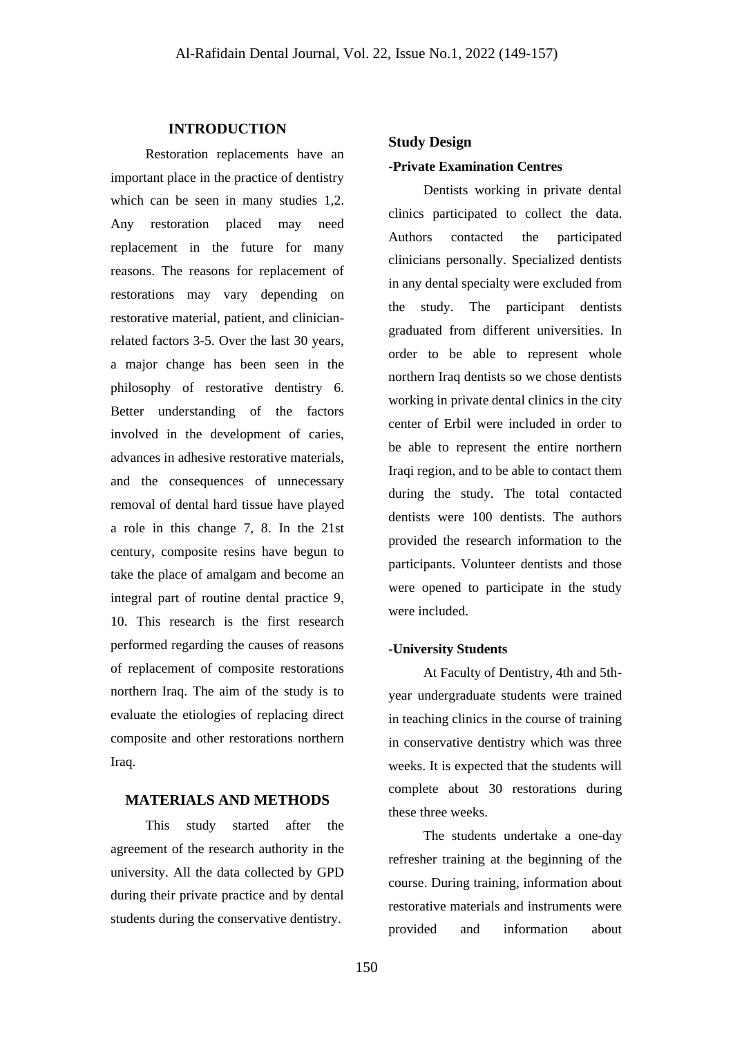## INTRODUCTION

Restoration replacements have an important place in the practice of dentistry which can be seen in many studies 1,2. Any restoration placed may need replacement in the future for many reasons. The reasons for replacement of restorations may vary depending on restorative material, patient, and clinician-related factors 3-5. Over the last 30 years, a major change has been seen in the philosophy of restorative dentistry 6. Better understanding of the factors involved in the development of caries, advances in adhesive restorative materials, and the consequences of unnecessary removal of dental hard tissue have played a role in this change 7, 8. In the 21st century, composite resins have begun to take the place of amalgam and become an integral part of routine dental practice 9, 10. This research is the first research performed regarding the causes of reasons of replacement of composite restorations northern Iraq. The aim of the study is to evaluate the etiologies of replacing direct composite and other restorations northern Iraq.

## MATERIALS AND METHODS

This study started after the agreement of the research authority in the university. All the data collected by GPD during their private practice and by dental students during the conservative dentistry.

### Study Design

#### -Private Examination Centres

Dentists working in private dental clinics participated to collect the data. Authors contacted the participated clinicians personally. Specialized dentists in any dental specialty were excluded from the study. The participant dentists graduated from different universities. In order to be able to represent whole northern Iraq dentists so we chose dentists working in private dental clinics in the city center of Erbil were included in order to be able to represent the entire northern Iraqi region, and to be able to contact them during the study. The total contacted dentists were 100 dentists. The authors provided the research information to the participants. Volunteer dentists and those were opened to participate in the study were included.

#### -University Students

At Faculty of Dentistry, 4th and 5th-year undergraduate students were trained in teaching clinics in the course of training in conservative dentistry which was three weeks. It is expected that the students will complete about 30 restorations during these three weeks.

The students undertake a one-day refresher training at the beginning of the course. During training, information about restorative materials and instruments were provided and information about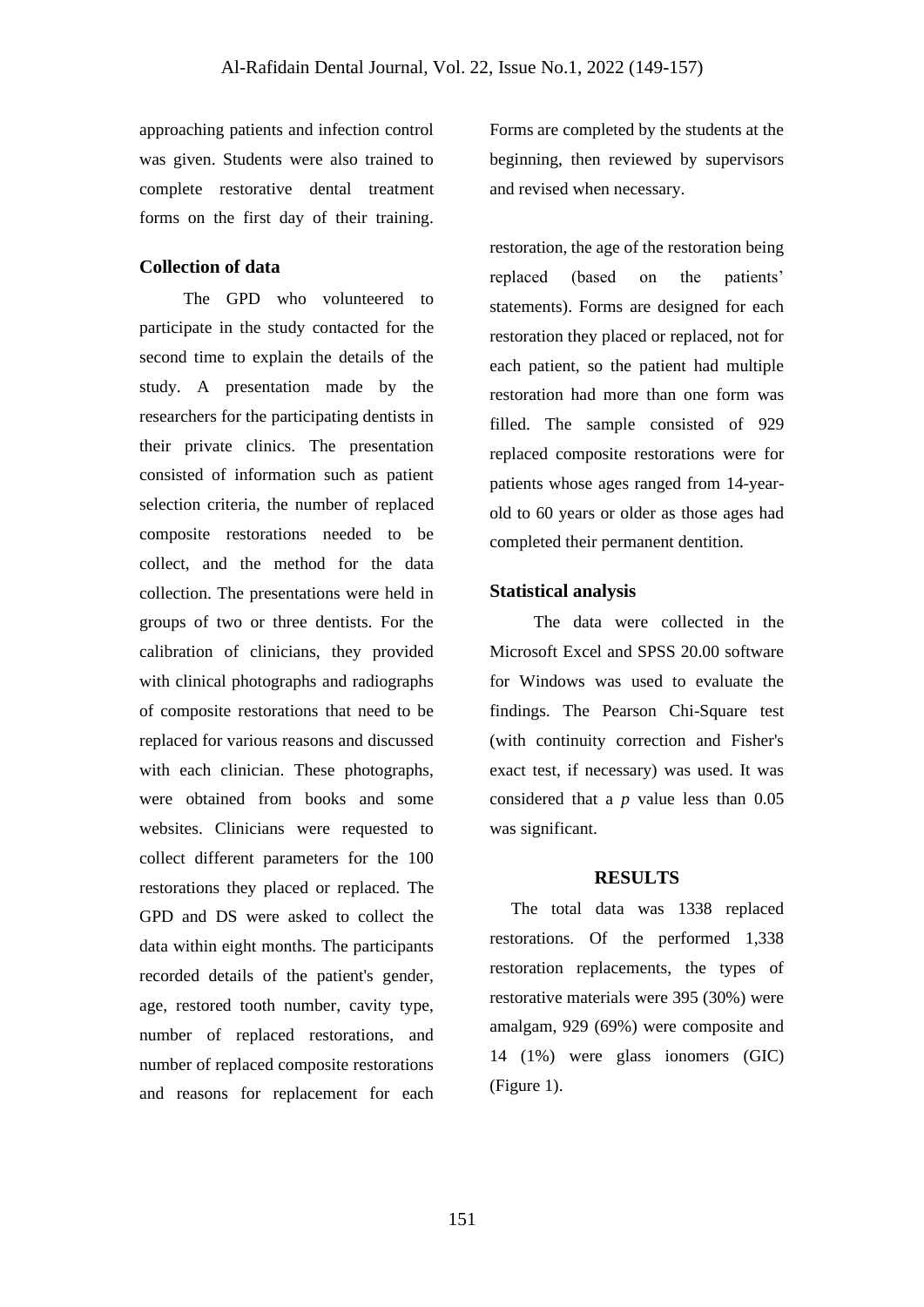approaching patients and infection control was given. Students were also trained to complete restorative dental treatment forms on the first day of their training.

### Collection of data

The GPD who volunteered to participate in the study contacted for the second time to explain the details of the study. A presentation made by the researchers for the participating dentists in their private clinics. The presentation consisted of information such as patient selection criteria, the number of replaced composite restorations needed to be collect, and the method for the data collection. The presentations were held in groups of two or three dentists. For the calibration of clinicians, they provided with clinical photographs and radiographs of composite restorations that need to be replaced for various reasons and discussed with each clinician. These photographs, were obtained from books and some websites. Clinicians were requested to collect different parameters for the 100 restorations they placed or replaced. The GPD and DS were asked to collect the data within eight months. The participants recorded details of the patient's gender, age, restored tooth number, cavity type, number of replaced restorations, and number of replaced composite restorations and reasons for replacement for each restoration, the age of the restoration being replaced (based on the patients' statements). Forms are designed for each restoration they placed or replaced, not for each patient, so the patient had multiple restoration had more than one form was filled. The sample consisted of 929 replaced composite restorations were for patients whose ages ranged from 14-year-old to 60 years or older as those ages had completed their permanent dentition.

Forms are completed by the students at the beginning, then reviewed by supervisors and revised when necessary.

### Statistical analysis

The data were collected in the Microsoft Excel and SPSS 20.00 software for Windows was used to evaluate the findings. The Pearson Chi-Square test (with continuity correction and Fisher's exact test, if necessary) was used. It was considered that a $p$ value less than 0.05 was significant.

## RESULTS

The total data was 1338 replaced restorations. Of the performed 1,338 restoration replacements, the types of restorative materials were 395 (30%) were amalgam, 929 (69%) were composite and 14 (1%) were glass ionomers (GIC) (Figure 1).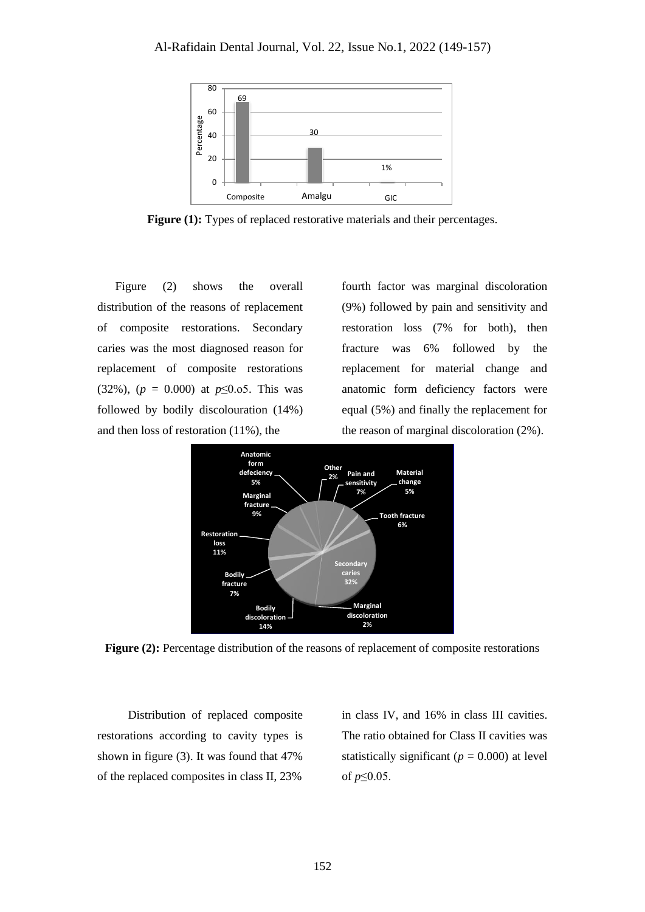Figure (1): Types of replaced restorative materials and their percentages.

Figure (2) shows the overall distribution of the reasons of replacement of composite restorations. Secondary caries was the most diagnosed reason for replacement of composite restorations (32%), ($p$ = 0.000) at $p \leq 0.o5$. This was followed by bodily discolouration (14%) and then loss of restoration (11%), the fourth factor was marginal discoloration (9%) followed by pain and sensitivity and restoration loss (7% for both), then fracture was 6% followed by the replacement for material change and anatomic form deficiency factors were equal (5%) and finally the replacement for the reason of marginal discoloration (2%).

Figure (2): Percentage distribution of the reasons of replacement of composite restorations

Distribution of replaced composite restorations according to cavity types is shown in figure (3). It was found that 47% of the replaced composites in class II, 23% in class IV, and 16% in class III cavities. The ratio obtained for Class II cavities was statistically significant ($p$ = 0.000) at level of $p \leq 0.05$.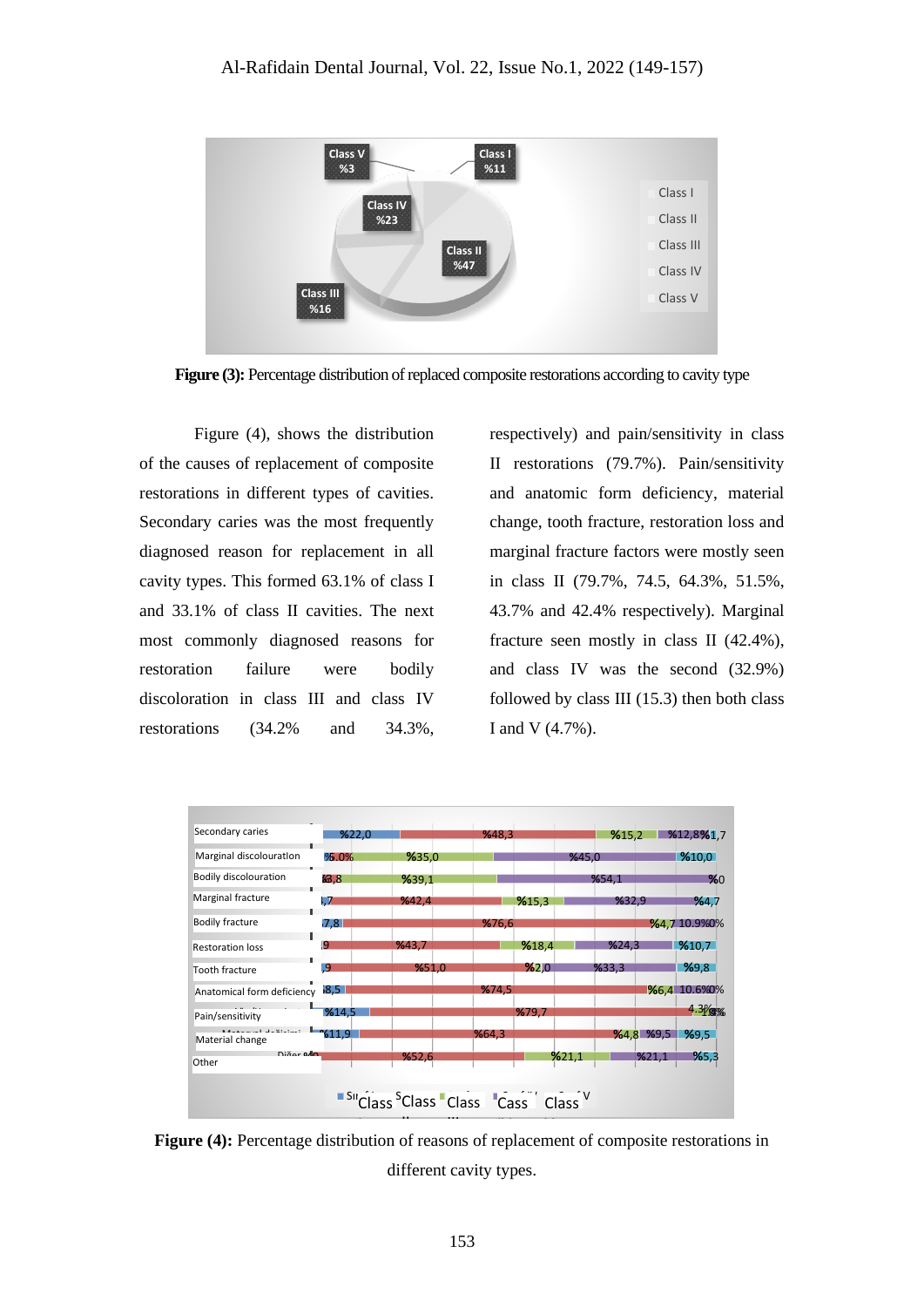**Figure (3):** Percentage distribution of replaced composite restorations according to cavity type

Figure (4), shows the distribution of the causes of replacement of composite restorations in different types of cavities. Secondary caries was the most frequently diagnosed reason for replacement in all cavity types. This formed 63.1% of class I and 33.1% of class II cavities. The next most commonly diagnosed reasons for restoration failure were bodily discoloration in class III and class IV restorations (34.2% and 34.3%, respectively) and pain/sensitivity in class II restorations (79.7%). Pain/sensitivity and anatomic form deficiency, material change, tooth fracture, restoration loss and marginal fracture factors were mostly seen in class II (79.7%, 74.5, 64.3%, 51.5%, 43.7% and 42.4% respectively). Marginal fracture seen mostly in class II (42.4%), and class IV was the second (32.9%) followed by class III (15.3) then both class I and V (4.7%).

**Figure (4):** Percentage distribution of reasons of replacement of composite restorations in different cavity types.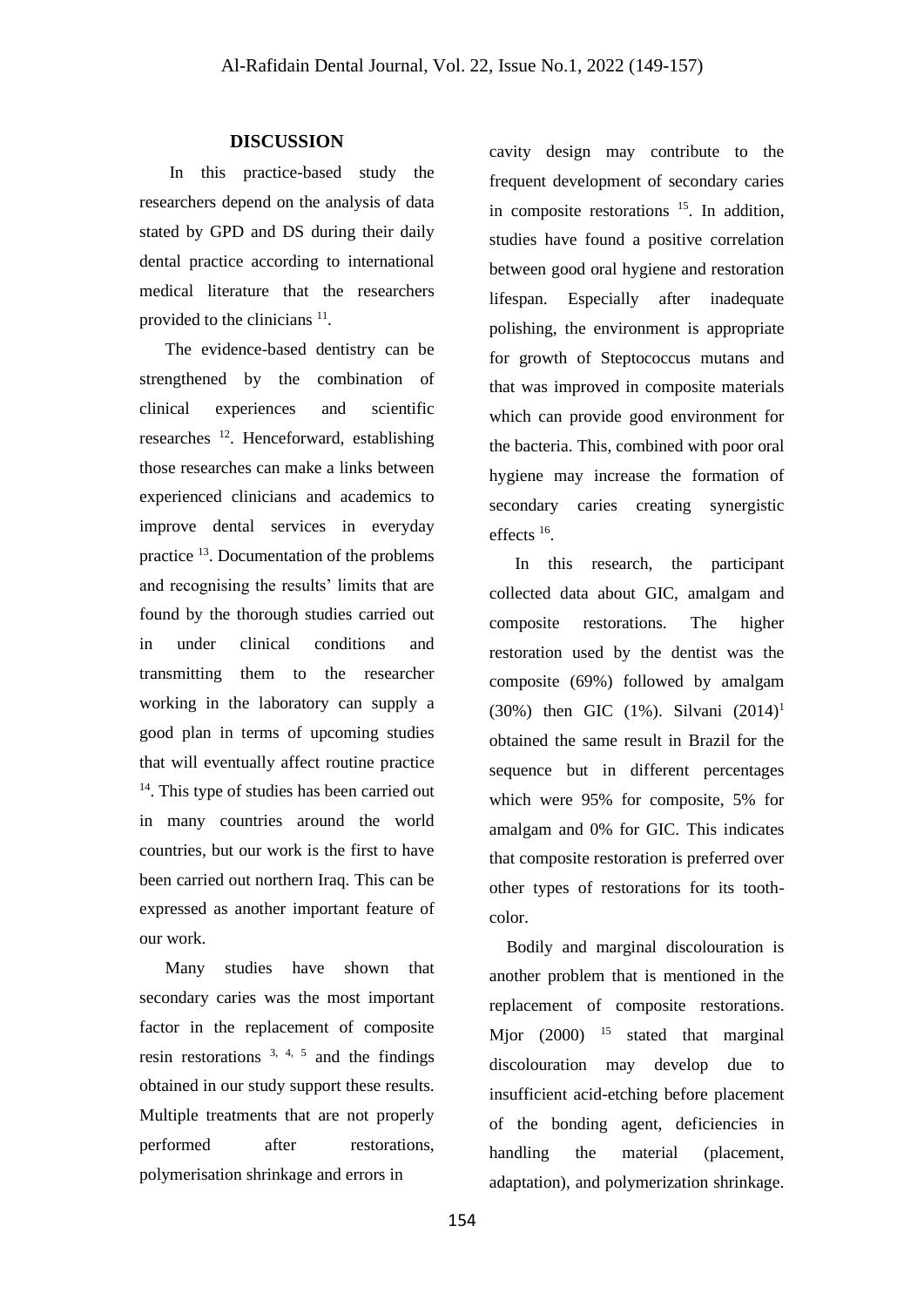## DISCUSSION

In this practice-based study the researchers depend on the analysis of data stated by GPD and DS during their daily dental practice according to international medical literature that the researchers provided to the clinicians [11].

The evidence-based dentistry can be strengthened by the combination of clinical experiences and scientific researches [12]. Henceforward, establishing those researches can make a links between experienced clinicians and academics to improve dental services in everyday practice [13]. Documentation of the problems and recognising the results' limits that are found by the thorough studies carried out in under clinical conditions and transmitting them to the researcher working in the laboratory can supply a good plan in terms of upcoming studies that will eventually affect routine practice [14]. This type of studies has been carried out in many countries around the world countries, but our work is the first to have been carried out northern Iraq. This can be expressed as another important feature of our work.

Many studies have shown that secondary caries was the most important factor in the replacement of composite resin restorations [3, 4, 5] and the findings obtained in our study support these results. Multiple treatments that are not properly performed after restorations, polymerisation shrinkage and errors in cavity design may contribute to the frequent development of secondary caries in composite restorations [15]. In addition, studies have found a positive correlation between good oral hygiene and restoration lifespan. Especially after inadequate polishing, the environment is appropriate for growth of Steptococcus mutans and that was improved in composite materials which can provide good environment for the bacteria. This, combined with poor oral hygiene may increase the formation of secondary caries creating synergistic effects [16].

In this research, the participant collected data about GIC, amalgam and composite restorations. The higher restoration used by the dentist was the composite (69%) followed by amalgam (30%) then GIC (1%). Silvani (2014)[1] obtained the same result in Brazil for the sequence but in different percentages which were 95% for composite, 5% for amalgam and 0% for GIC. This indicates that composite restoration is preferred over other types of restorations for its tooth-color.

Bodily and marginal discolouration is another problem that is mentioned in the replacement of composite restorations. Mjor (2000) [15] stated that marginal discolouration may develop due to insufficient acid-etching before placement of the bonding agent, deficiencies in handling the material (placement, adaptation), and polymerization shrinkage.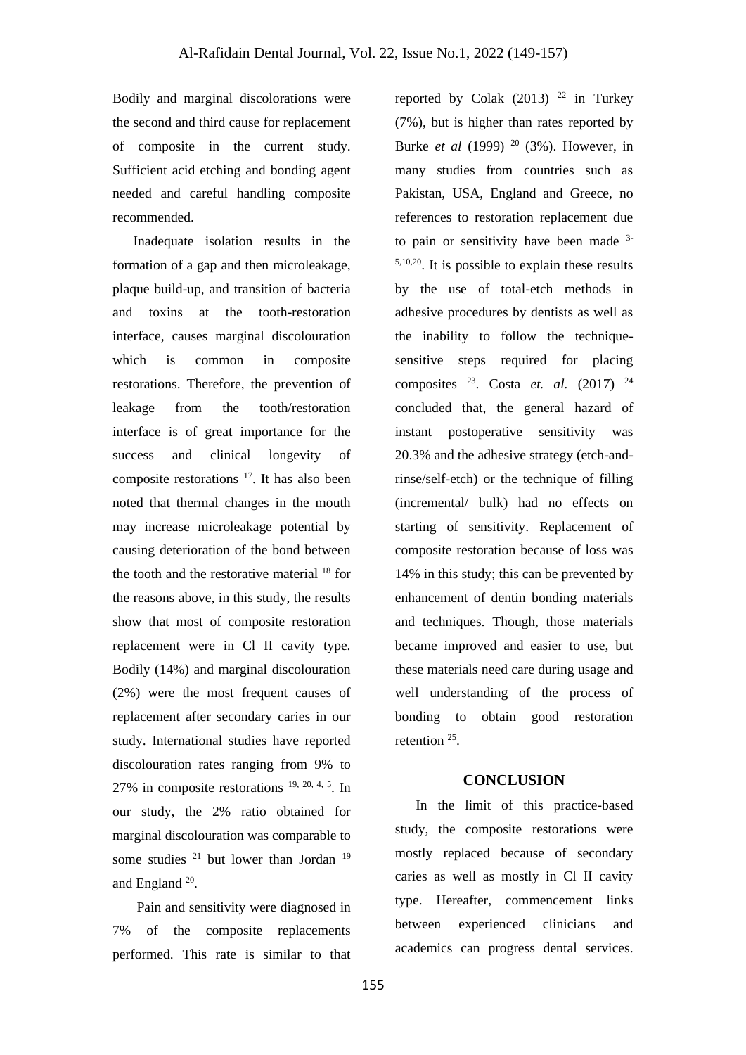Bodily and marginal discolorations were the second and third cause for replacement of composite in the current study. Sufficient acid etching and bonding agent needed and careful handling composite recommended.

Inadequate isolation results in the formation of a gap and then microleakage, plaque build-up, and transition of bacteria and toxins at the tooth-restoration interface, causes marginal discolouration which is common in composite restorations. Therefore, the prevention of leakage from the tooth/restoration interface is of great importance for the success and clinical longevity of composite restorations [17]. It has also been noted that thermal changes in the mouth may increase microleakage potential by causing deterioration of the bond between the tooth and the restorative material [18] for the reasons above, in this study, the results show that most of composite restoration replacement were in Cl II cavity type. Bodily (14%) and marginal discolouration (2%) were the most frequent causes of replacement after secondary caries in our study. International studies have reported discolouration rates ranging from 9% to 27% in composite restorations [19, 20, 4, 5]. In our study, the 2% ratio obtained for marginal discolouration was comparable to some studies [21] but lower than Jordan [19] and England [20].

Pain and sensitivity were diagnosed in 7% of the composite replacements performed. This rate is similar to that reported by Colak (2013) [22] in Turkey (7%), but is higher than rates reported by Burke *et al* (1999) [20] (3%). However, in many studies from countries such as Pakistan, USA, England and Greece, no references to restoration replacement due to pain or sensitivity have been made [3-5,10,20]. It is possible to explain these results by the use of total-etch methods in adhesive procedures by dentists as well as the inability to follow the technique-sensitive steps required for placing composites [23]. Costa *et. al.* (2017) [24] concluded that, the general hazard of instant postoperative sensitivity was 20.3% and the adhesive strategy (etch-and-rinse/self-etch) or the technique of filling (incremental/ bulk) had no effects on starting of sensitivity. Replacement of composite restoration because of loss was 14% in this study; this can be prevented by enhancement of dentin bonding materials and techniques. Though, those materials became improved and easier to use, but these materials need care during usage and well understanding of the process of bonding to obtain good restoration retention [25].

## CONCLUSION

In the limit of this practice-based study, the composite restorations were mostly replaced because of secondary caries as well as mostly in Cl II cavity type. Hereafter, commencement links between experienced clinicians and academics can progress dental services.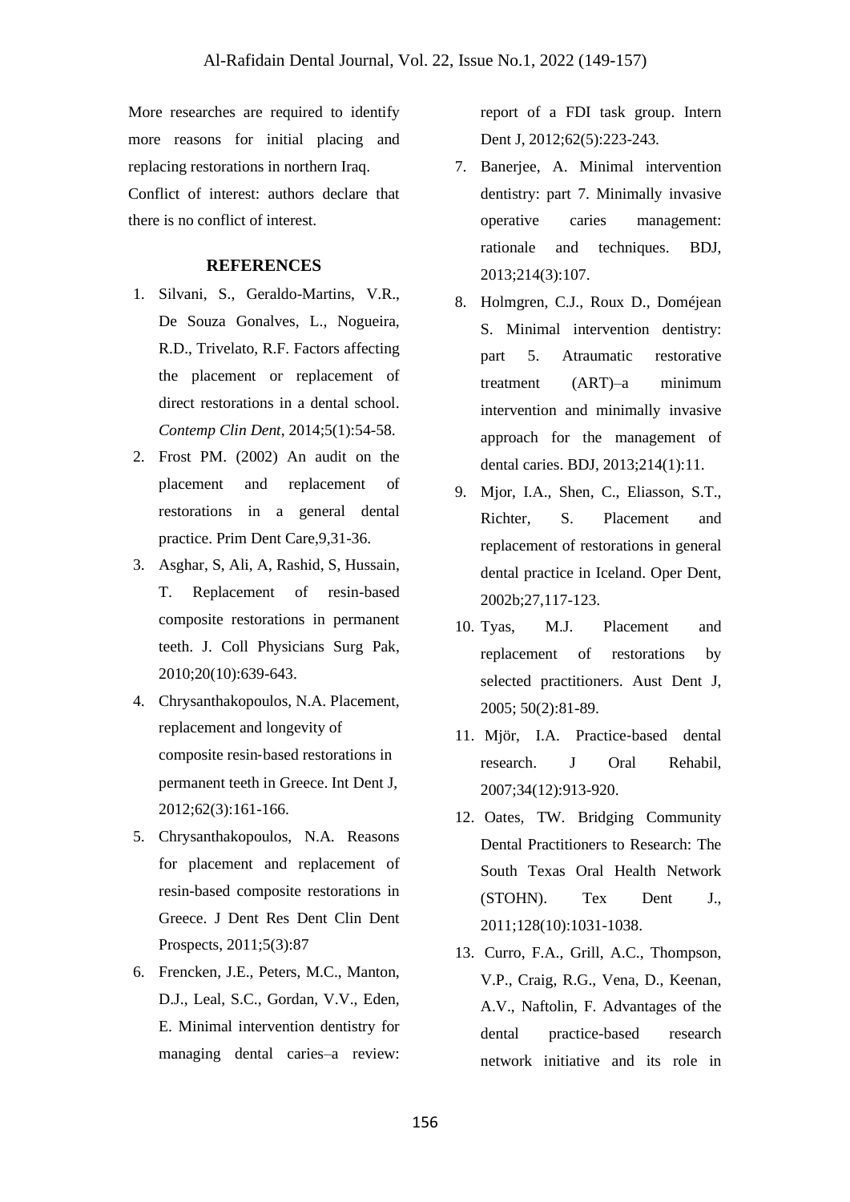More researches are required to identify more reasons for initial placing and replacing restorations in northern Iraq.

Conflict of interest: authors declare that there is no conflict of interest.

## REFERENCES

1. Silvani, S., Geraldo-Martins, V.R., De Souza Gonalves, L., Nogueira, R.D., Trivelato, R.F. Factors affecting the placement or replacement of direct restorations in a dental school. *Contemp Clin Dent*, 2014;5(1):54-58.
2. Frost PM. (2002) An audit on the placement and replacement of restorations in a general dental practice. Prim Dent Care,9,31-36.
3. Asghar, S, Ali, A, Rashid, S, Hussain, T. Replacement of resin-based composite restorations in permanent teeth. J. Coll Physicians Surg Pak, 2010;20(10):639-643.
4. Chrysanthakopoulos, N.A. Placement, replacement and longevity of composite resin-based restorations in permanent teeth in Greece. Int Dent J, 2012;62(3):161-166.
5. Chrysanthakopoulos, N.A. Reasons for placement and replacement of resin-based composite restorations in Greece. J Dent Res Dent Clin Dent Prospects, 2011;5(3):87
6. Frencken, J.E., Peters, M.C., Manton, D.J., Leal, S.C., Gordan, V.V., Eden, E. Minimal intervention dentistry for managing dental caries–a review: report of a FDI task group. Intern Dent J, 2012;62(5):223-243.
7. Banerjee, A. Minimal intervention dentistry: part 7. Minimally invasive operative caries management: rationale and techniques. BDJ, 2013;214(3):107.
8. Holmgren, C.J., Roux D., Doméjean S. Minimal intervention dentistry: part 5. Atraumatic restorative treatment (ART)–a minimum intervention and minimally invasive approach for the management of dental caries. BDJ, 2013;214(1):11.
9. Mjor, I.A., Shen, C., Eliasson, S.T., Richter, S. Placement and replacement of restorations in general dental practice in Iceland. Oper Dent, 2002b;27,117-123.
10. Tyas, M.J. Placement and replacement of restorations by selected practitioners. Aust Dent J, 2005; 50(2):81-89.
11. Mjör, I.A. Practice-based dental research. J Oral Rehabil, 2007;34(12):913-920.
12. Oates, TW. Bridging Community Dental Practitioners to Research: The South Texas Oral Health Network (STOHN). Tex Dent J., 2011;128(10):1031-1038.
13. Curro, F.A., Grill, A.C., Thompson, V.P., Craig, R.G., Vena, D., Keenan, A.V., Naftolin, F. Advantages of the dental practice-based research network initiative and its role in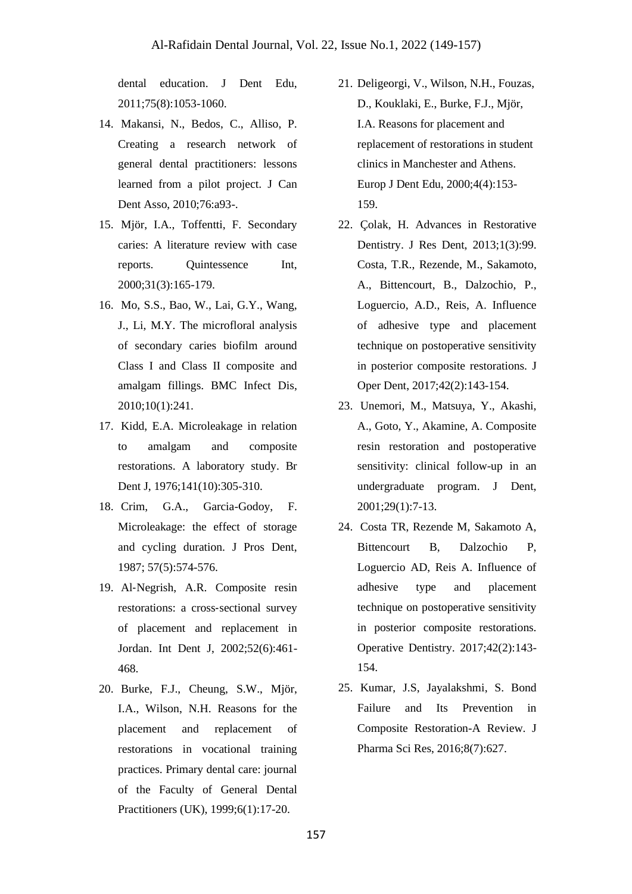dental education. J Dent Edu, 2011;75(8):1053-1060.

14. Makansi, N., Bedos, C., Alliso, P. Creating a research network of general dental practitioners: lessons learned from a pilot project. J Can Dent Asso, 2010;76:a93-.
15. Mjör, I.A., Toffentti, F. Secondary caries: A literature review with case reports. Quintessence Int, 2000;31(3):165-179.
16. Mo, S.S., Bao, W., Lai, G.Y., Wang, J., Li, M.Y. The microfloral analysis of secondary caries biofilm around Class I and Class II composite and amalgam fillings. BMC Infect Dis, 2010;10(1):241.
17. Kidd, E.A. Microleakage in relation to amalgam and composite restorations. A laboratory study. Br Dent J, 1976;141(10):305-310.
18. Crim, G.A., Garcia-Godoy, F. Microleakage: the effect of storage and cycling duration. J Pros Dent, 1987; 57(5):574-576.
19. Al-Negrish, A.R. Composite resin restorations: a cross-sectional survey of placement and replacement in Jordan. Int Dent J, 2002;52(6):461-468.
20. Burke, F.J., Cheung, S.W., Mjör, I.A., Wilson, N.H. Reasons for the placement and replacement of restorations in vocational training practices. Primary dental care: journal of the Faculty of General Dental Practitioners (UK), 1999;6(1):17-20.
21. Deligeorgi, V., Wilson, N.H., Fouzas, D., Kouklaki, E., Burke, F.J., Mjör, I.A. Reasons for placement and replacement of restorations in student clinics in Manchester and Athens. Europ J Dent Edu, 2000;4(4):153-159.
22. Çolak, H. Advances in Restorative Dentistry. J Res Dent, 2013;1(3):99. Costa, T.R., Rezende, M., Sakamoto, A., Bittencourt, B., Dalzochio, P., Loguercio, A.D., Reis, A. Influence of adhesive type and placement technique on postoperative sensitivity in posterior composite restorations. J Oper Dent, 2017;42(2):143-154.
23. Unemori, M., Matsuya, Y., Akashi, A., Goto, Y., Akamine, A. Composite resin restoration and postoperative sensitivity: clinical follow-up in an undergraduate program. J Dent, 2001;29(1):7-13.
24. Costa TR, Rezende M, Sakamoto A, Bittencourt B, Dalzochio P, Loguercio AD, Reis A. Influence of adhesive type and placement technique on postoperative sensitivity in posterior composite restorations. Operative Dentistry. 2017;42(2):143-154.
25. Kumar, J.S, Jayalakshmi, S. Bond Failure and Its Prevention in Composite Restoration-A Review. J Pharma Sci Res, 2016;8(7):627.